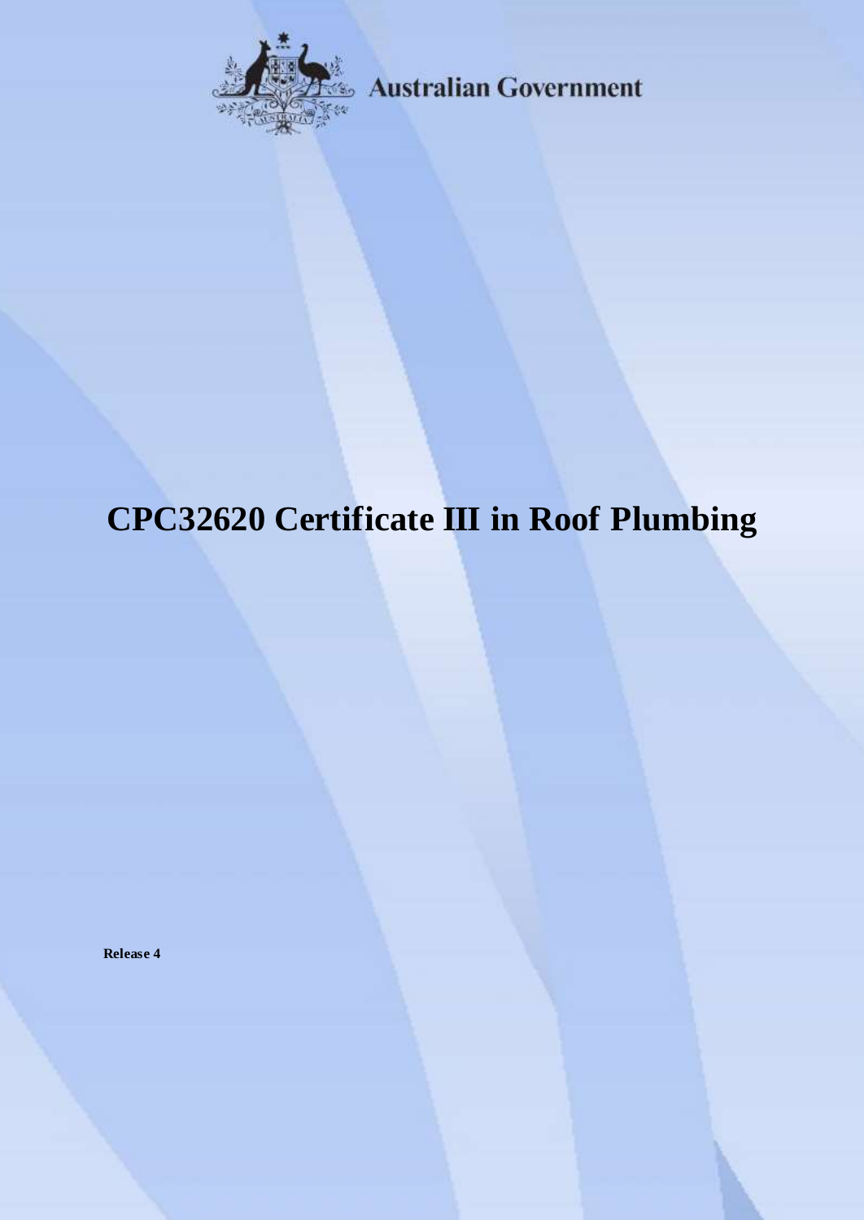Australian Government

# CPC32620 Certificate III in Roof Plumbing

**Release 4**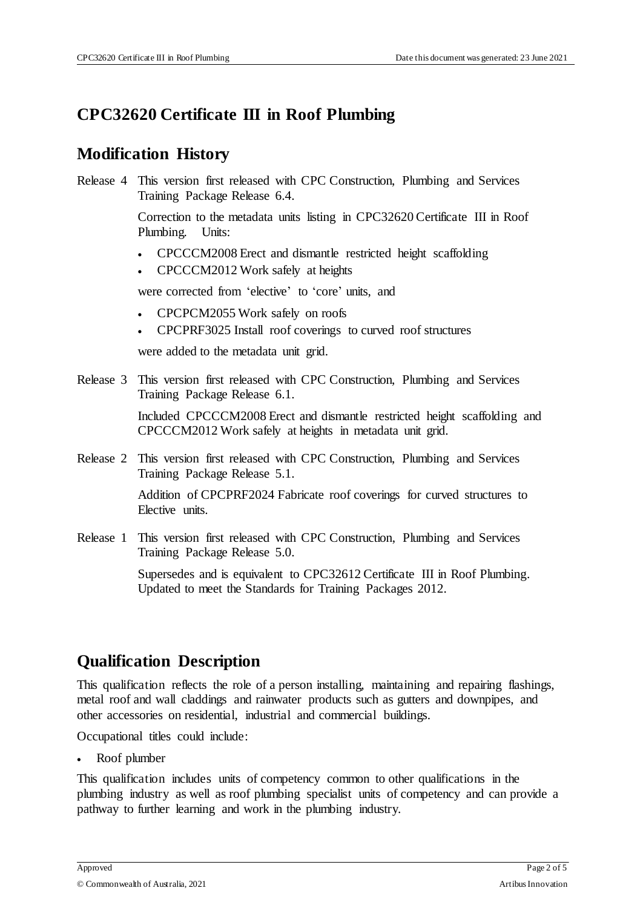# CPC32620 Certificate III in Roof Plumbing

## Modification History

Release 4 This version first released with CPC Construction, Plumbing and Services Training Package Release 6.4.

Correction to the metadata units listing in CPC32620 Certificate III in Roof Plumbing. Units:

- CPCCCM2008 Erect and dismantle restricted height scaffolding
- CPCCCM2012 Work safely at heights

were corrected from 'elective' to 'core' units, and

- CPCPCM2055 Work safely on roofs
- CPCPRF3025 Install roof coverings to curved roof structures

were added to the metadata unit grid.

Release 3 This version first released with CPC Construction, Plumbing and Services Training Package Release 6.1.

Included CPCCCM2008 Erect and dismantle restricted height scaffolding and CPCCCM2012 Work safely at heights in metadata unit grid.

Release 2 This version first released with CPC Construction, Plumbing and Services Training Package Release 5.1.

Addition of CPCPRF2024 Fabricate roof coverings for curved structures to Elective units.

Release 1 This version first released with CPC Construction, Plumbing and Services Training Package Release 5.0.

Supersedes and is equivalent to CPC32612 Certificate III in Roof Plumbing. Updated to meet the Standards for Training Packages 2012.

## Qualification Description

This qualification reflects the role of a person installing, maintaining and repairing flashings, metal roof and wall claddings and rainwater products such as gutters and downpipes, and other accessories on residential, industrial and commercial buildings.

Occupational titles could include:

- Roof plumber

This qualification includes units of competency common to other qualifications in the plumbing industry as well as roof plumbing specialist units of competency and can provide a pathway to further learning and work in the plumbing industry.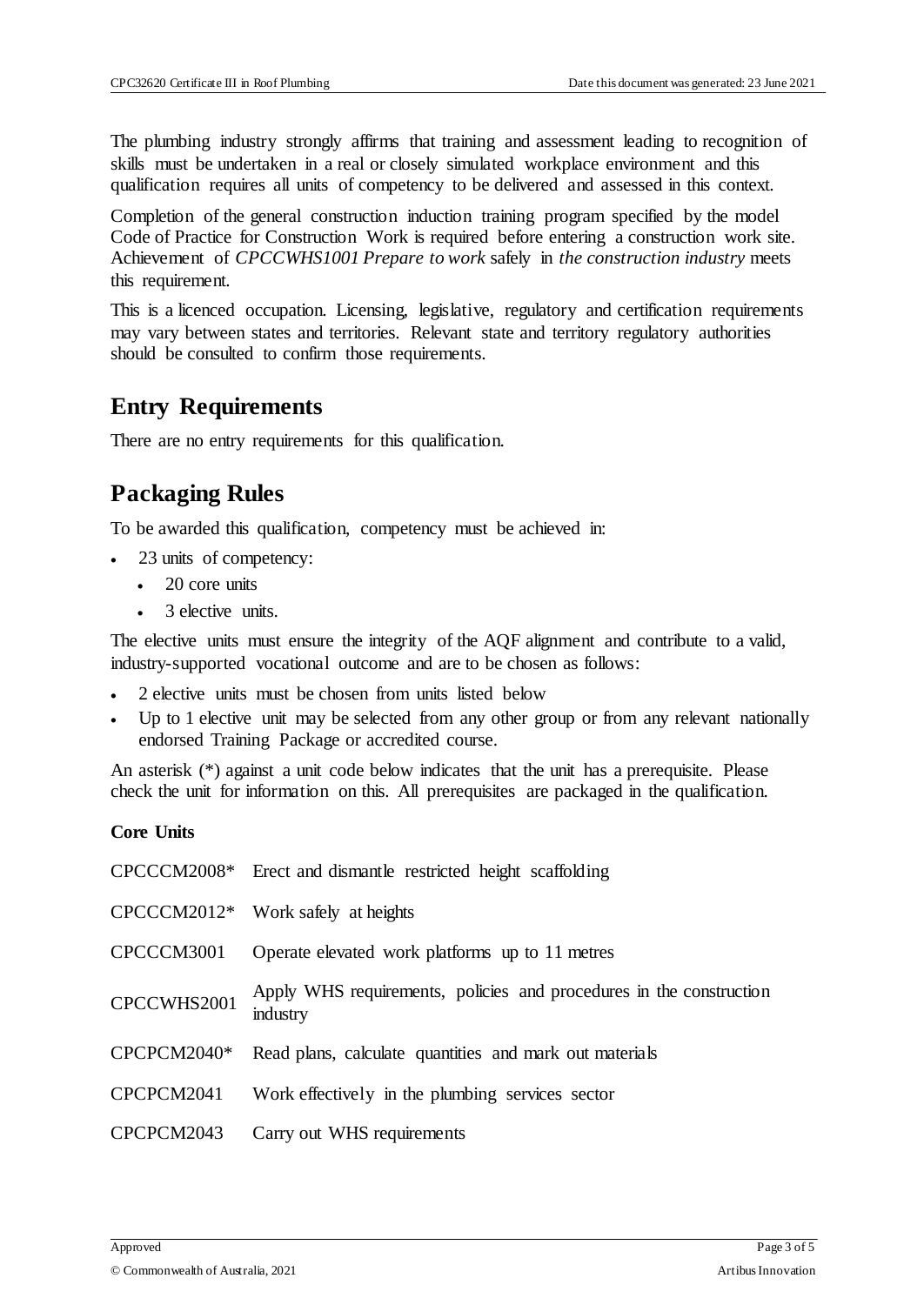The plumbing industry strongly affirms that training and assessment leading to recognition of skills must be undertaken in a real or closely simulated workplace environment and this qualification requires all units of competency to be delivered and assessed in this context.

Completion of the general construction induction training program specified by the model Code of Practice for Construction Work is required before entering a construction work site. Achievement of *CPCCWHS1001 Prepare to work* safely in *the construction industry* meets this requirement.

This is a licenced occupation. Licensing, legislative, regulatory and certification requirements may vary between states and territories. Relevant state and territory regulatory authorities should be consulted to confirm those requirements.

## Entry Requirements

There are no entry requirements for this qualification.

## Packaging Rules

To be awarded this qualification, competency must be achieved in:

- 23 units of competency:
  - 20 core units
  - 3 elective units.

The elective units must ensure the integrity of the AQF alignment and contribute to a valid, industry-supported vocational outcome and are to be chosen as follows:

- 2 elective units must be chosen from units listed below
- Up to 1 elective unit may be selected from any other group or from any relevant nationally endorsed Training Package or accredited course.

An asterisk (*) against a unit code below indicates that the unit has a prerequisite. Please check the unit for information on this. All prerequisites are packaged in the qualification.

**Core Units**

| | |
|---|---|
| CPCCCM2008* | Erect and dismantle restricted height scaffolding |
| CPCCCM2012* | Work safely at heights |
| CPCCCM3001 | Operate elevated work platforms up to 11 metres |
| CPCCWHS2001 | Apply WHS requirements, policies and procedures in the construction industry |
| CPCPCM2040* | Read plans, calculate quantities and mark out materials |
| CPCPCM2041 | Work effectively in the plumbing services sector |
| CPCPCM2043 | Carry out WHS requirements |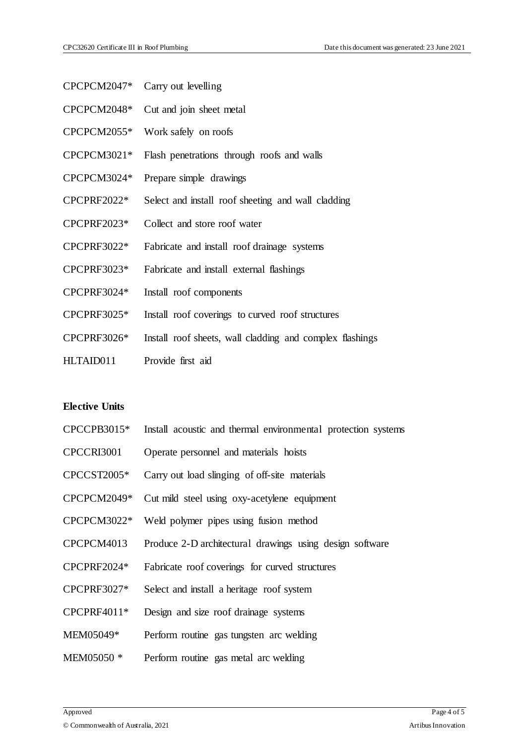CPCPCM2047* Carry out levelling

CPCPCM2048* Cut and join sheet metal

CPCPCM2055* Work safely on roofs

CPCPCM3021* Flash penetrations through roofs and walls

CPCPCM3024* Prepare simple drawings

CPCPRF2022* Select and install roof sheeting and wall cladding

CPCPRF2023* Collect and store roof water

CPCPRF3022* Fabricate and install roof drainage systems

CPCPRF3023* Fabricate and install external flashings

CPCPRF3024* Install roof components

CPCPRF3025* Install roof coverings to curved roof structures

CPCPRF3026* Install roof sheets, wall cladding and complex flashings

HLTAID011 Provide first aid

**Elective Units**

CPCCPB3015* Install acoustic and thermal environmental protection systems

CPCCRI3001 Operate personnel and materials hoists

CPCCST2005* Carry out load slinging of off-site materials

CPCPCM2049* Cut mild steel using oxy-acetylene equipment

CPCPCM3022* Weld polymer pipes using fusion method

CPCPCM4013 Produce 2-D architectural drawings using design software

CPCPRF2024* Fabricate roof coverings for curved structures

CPCPRF3027* Select and install a heritage roof system

CPCPRF4011* Design and size roof drainage systems

MEM05049* Perform routine gas tungsten arc welding

MEM05050 * Perform routine gas metal arc welding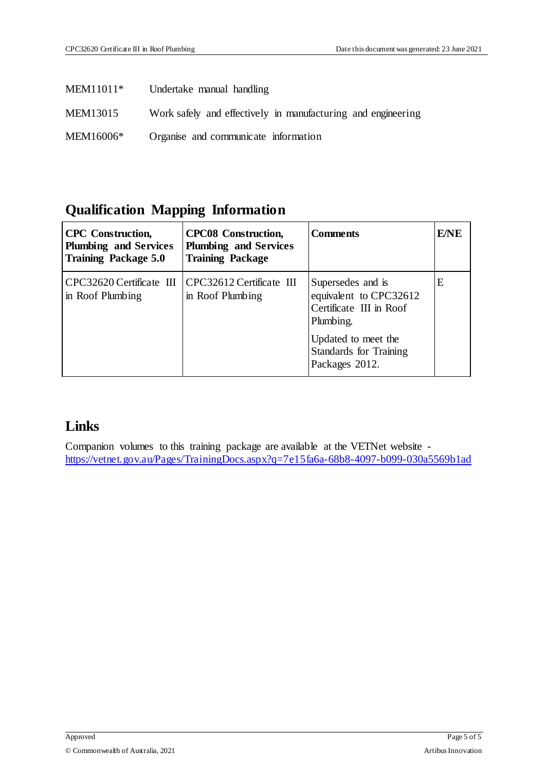MEM11011* Undertake manual handling

MEM13015 Work safely and effectively in manufacturing and engineering

MEM16006* Organise and communicate information

## Qualification Mapping Information

| CPC Construction, Plumbing and Services Training Package 5.0 | CPC08 Construction, Plumbing and Services Training Package | Comments | E/NE |
| --- | --- | --- | --- |
| CPC32620 Certificate III in Roof Plumbing | CPC32612 Certificate III in Roof Plumbing | Supersedes and is equivalent to CPC32612 Certificate III in Roof Plumbing. Updated to meet the Standards for Training Packages 2012. | E |

## Links

Companion volumes to this training package are available at the VETNet website - https://vetnet.gov.au/Pages/TrainingDocs.aspx?q=7e15fa6a-68b8-4097-b099-030a5569b1ad